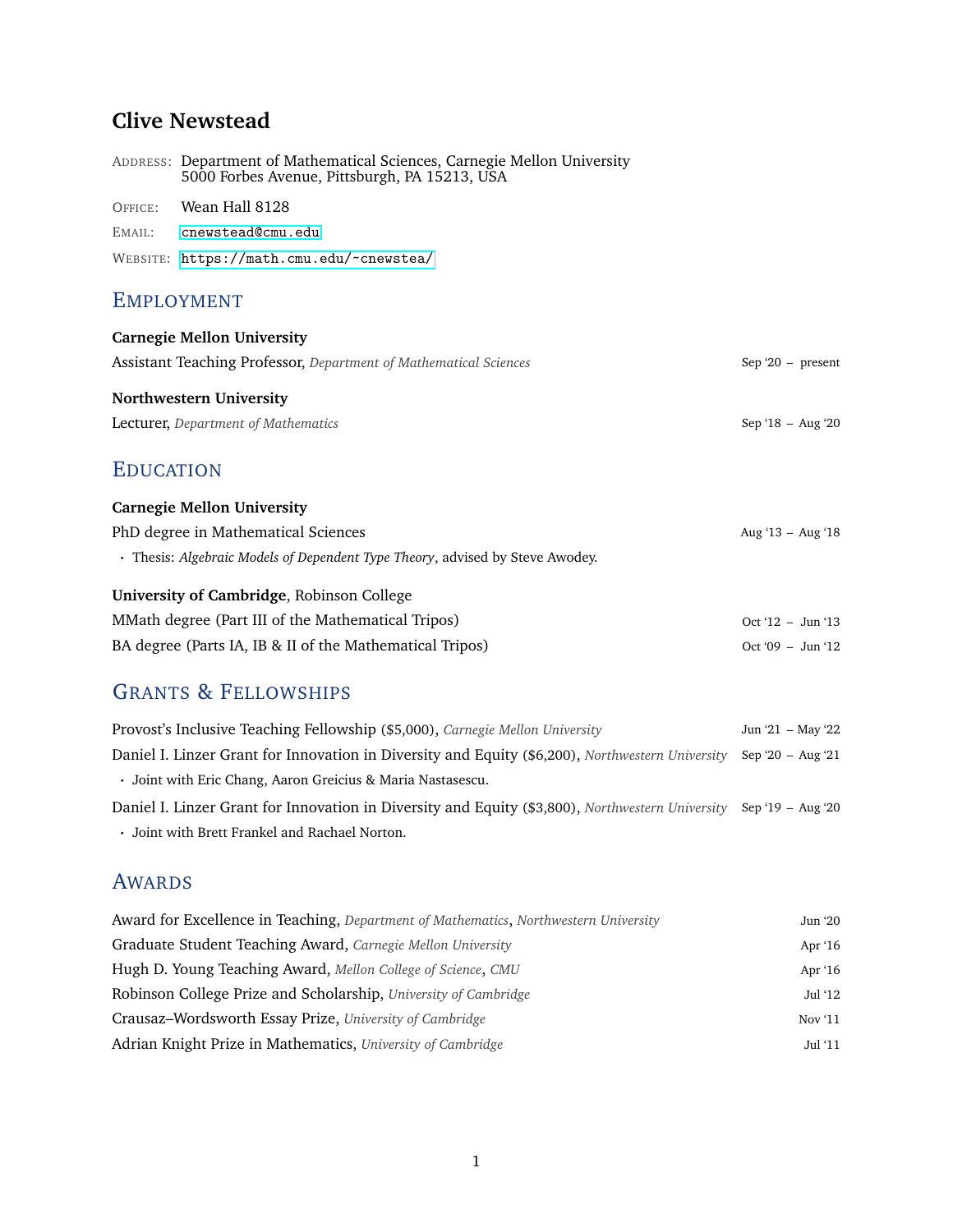# Clive Newstead

ADDRESS: Department of Mathematical Sciences, Carnegie Mellon University
5000 Forbes Avenue, Pittsburgh, PA 15213, USA

OFFICE: Wean Hall 8128

EMAIL: cnewstead@cmu.edu

WEBSITE: https://math.cmu.edu/~cnewstea/

## Employment

**Carnegie Mellon University**

Assistant Teaching Professor, *Department of Mathematical Sciences* — Sep '20 – present

**Northwestern University**

Lecturer, *Department of Mathematics* — Sep '18 – Aug '20

## Education

**Carnegie Mellon University**

PhD degree in Mathematical Sciences — Aug '13 – Aug '18

- Thesis: *Algebraic Models of Dependent Type Theory*, advised by Steve Awodey.

**University of Cambridge**, Robinson College

MMath degree (Part III of the Mathematical Tripos) — Oct '12 – Jun '13

BA degree (Parts IA, IB & II of the Mathematical Tripos) — Oct '09 – Jun '12

## Grants & Fellowships

Provost's Inclusive Teaching Fellowship ($5,000), *Carnegie Mellon University* — Jun '21 – May '22

Daniel I. Linzer Grant for Innovation in Diversity and Equity ($6,200), *Northwestern University* — Sep '20 – Aug '21

- Joint with Eric Chang, Aaron Greicius & Maria Nastasescu.

Daniel I. Linzer Grant for Innovation in Diversity and Equity ($3,800), *Northwestern University* — Sep '19 – Aug '20

- Joint with Brett Frankel and Rachael Norton.

## Awards

Award for Excellence in Teaching, *Department of Mathematics*, *Northwestern University* — Jun '20

Graduate Student Teaching Award, *Carnegie Mellon University* — Apr '16

Hugh D. Young Teaching Award, *Mellon College of Science*, *CMU* — Apr '16

Robinson College Prize and Scholarship, *University of Cambridge* — Jul '12

Crausaz–Wordsworth Essay Prize, *University of Cambridge* — Nov '11

Adrian Knight Prize in Mathematics, *University of Cambridge* — Jul '11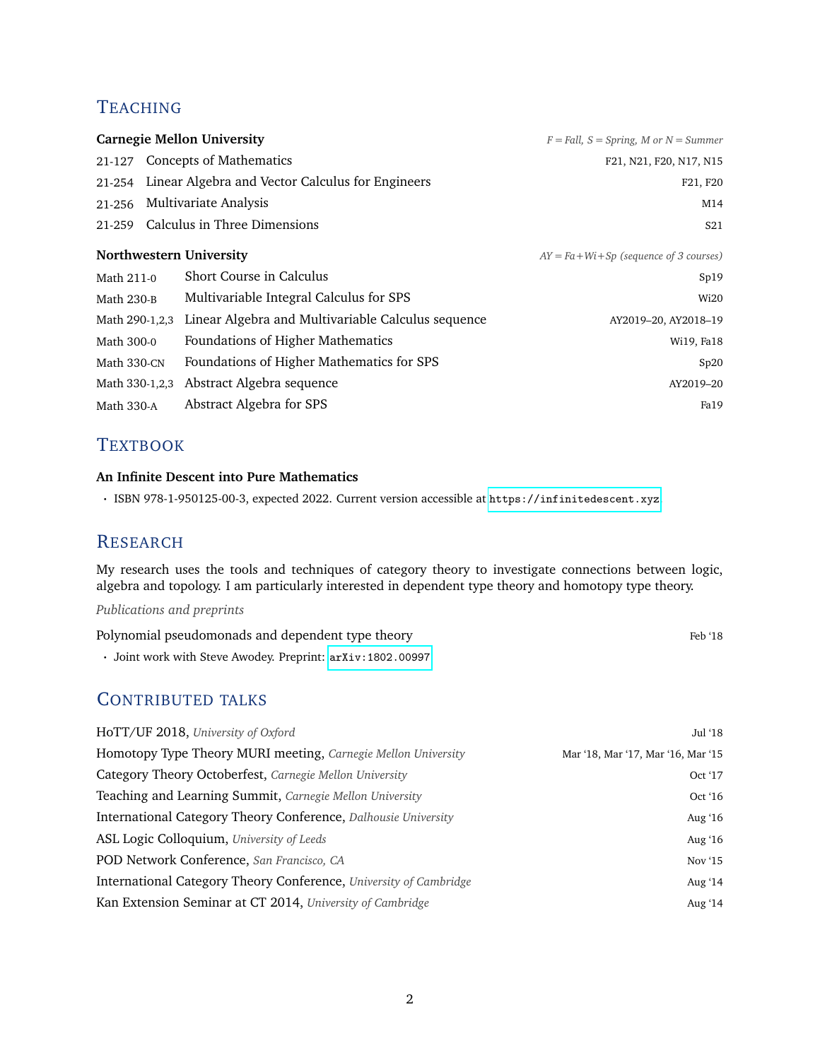## Teaching

**Carnegie Mellon University** — *F = Fall, S = Spring, M or N = Summer*

| | | |
|---|---|---|
| 21-127 | Concepts of Mathematics | F21, N21, F20, N17, N15 |
| 21-254 | Linear Algebra and Vector Calculus for Engineers | F21, F20 |
| 21-256 | Multivariate Analysis | M14 |
| 21-259 | Calculus in Three Dimensions | S21 |

**Northwestern University** — *AY = Fa+Wi+Sp (sequence of 3 courses)*

| | | |
|---|---|---|
| Math 211-0 | Short Course in Calculus | Sp19 |
| Math 230-B | Multivariable Integral Calculus for SPS | Wi20 |
| Math 290-1,2,3 | Linear Algebra and Multivariable Calculus sequence | AY2019–20, AY2018–19 |
| Math 300-0 | Foundations of Higher Mathematics | Wi19, Fa18 |
| Math 330-CN | Foundations of Higher Mathematics for SPS | Sp20 |
| Math 330-1,2,3 | Abstract Algebra sequence | AY2019–20 |
| Math 330-A | Abstract Algebra for SPS | Fa19 |

## Textbook

**An Infinite Descent into Pure Mathematics**

- ISBN 978-1-950125-00-3, expected 2022. Current version accessible at `https://infinitedescent.xyz`

## Research

My research uses the tools and techniques of category theory to investigate connections between logic, algebra and topology. I am particularly interested in dependent type theory and homotopy type theory.

*Publications and preprints*

Polynomial pseudomonads and dependent type theory — Feb '18

- Joint work with Steve Awodey. Preprint: `arXiv:1802.00997`

## Contributed talks

| | |
|---|---|
| HoTT/UF 2018, *University of Oxford* | Jul '18 |
| Homotopy Type Theory MURI meeting, *Carnegie Mellon University* | Mar '18, Mar '17, Mar '16, Mar '15 |
| Category Theory Octoberfest, *Carnegie Mellon University* | Oct '17 |
| Teaching and Learning Summit, *Carnegie Mellon University* | Oct '16 |
| International Category Theory Conference, *Dalhousie University* | Aug '16 |
| ASL Logic Colloquium, *University of Leeds* | Aug '16 |
| POD Network Conference, *San Francisco, CA* | Nov '15 |
| International Category Theory Conference, *University of Cambridge* | Aug '14 |
| Kan Extension Seminar at CT 2014, *University of Cambridge* | Aug '14 |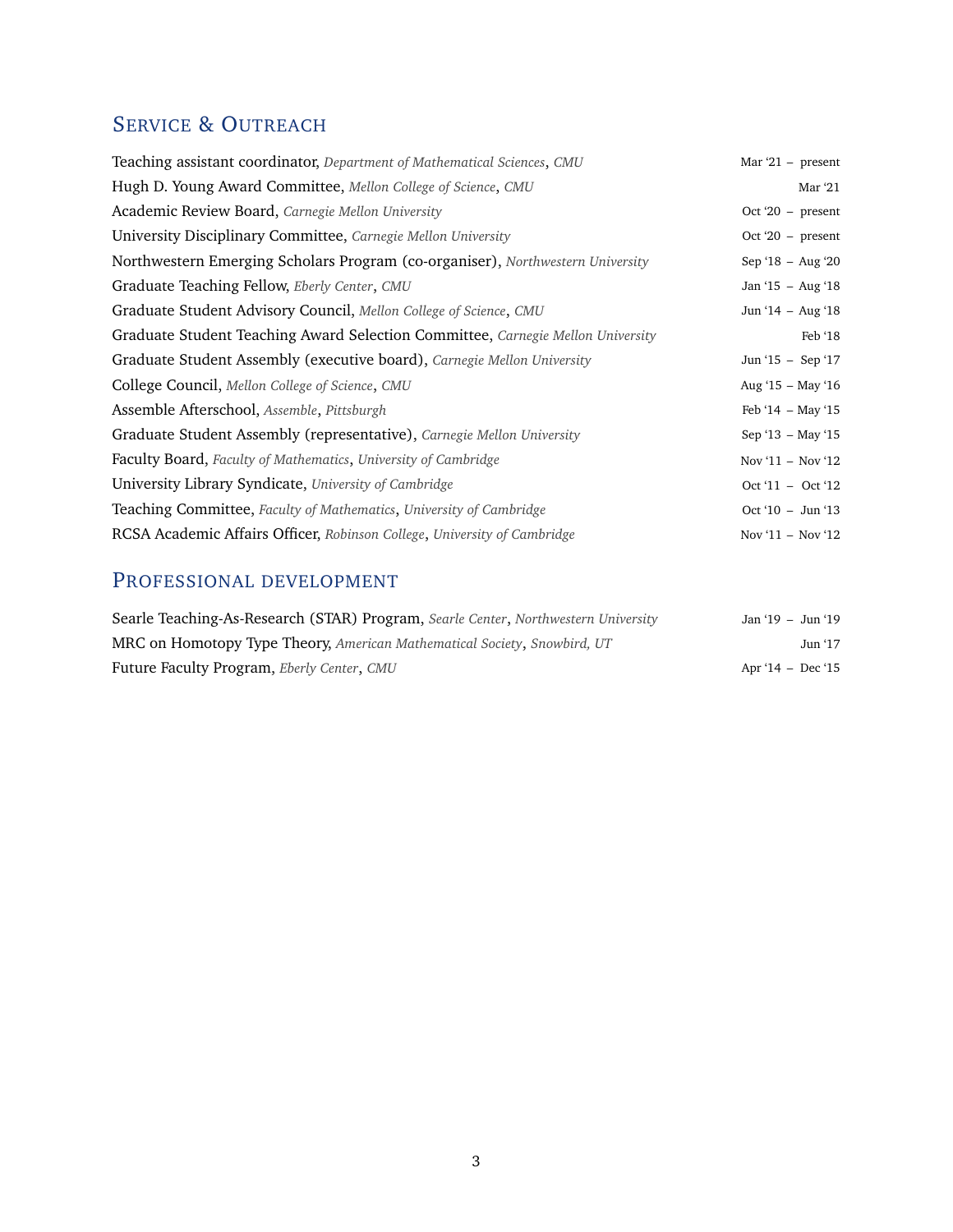## Service & Outreach

Teaching assistant coordinator, *Department of Mathematical Sciences*, *CMU* — Mar '21 – present

Hugh D. Young Award Committee, *Mellon College of Science*, *CMU* — Mar '21

Academic Review Board, *Carnegie Mellon University* — Oct '20 – present

University Disciplinary Committee, *Carnegie Mellon University* — Oct '20 – present

Northwestern Emerging Scholars Program (co-organiser), *Northwestern University* — Sep '18 – Aug '20

Graduate Teaching Fellow, *Eberly Center*, *CMU* — Jan '15 – Aug '18

Graduate Student Advisory Council, *Mellon College of Science*, *CMU* — Jun '14 – Aug '18

Graduate Student Teaching Award Selection Committee, *Carnegie Mellon University* — Feb '18

Graduate Student Assembly (executive board), *Carnegie Mellon University* — Jun '15 – Sep '17

College Council, *Mellon College of Science*, *CMU* — Aug '15 – May '16

Assemble Afterschool, *Assemble*, *Pittsburgh* — Feb '14 – May '15

Graduate Student Assembly (representative), *Carnegie Mellon University* — Sep '13 – May '15

Faculty Board, *Faculty of Mathematics*, *University of Cambridge* — Nov '11 – Nov '12

University Library Syndicate, *University of Cambridge* — Oct '11 – Oct '12

Teaching Committee, *Faculty of Mathematics*, *University of Cambridge* — Oct '10 – Jun '13

RCSA Academic Affairs Officer, *Robinson College*, *University of Cambridge* — Nov '11 – Nov '12

## Professional development

Searle Teaching-As-Research (STAR) Program, *Searle Center*, *Northwestern University* — Jan '19 – Jun '19

MRC on Homotopy Type Theory, *American Mathematical Society*, *Snowbird, UT* — Jun '17

Future Faculty Program, *Eberly Center*, *CMU* — Apr '14 – Dec '15